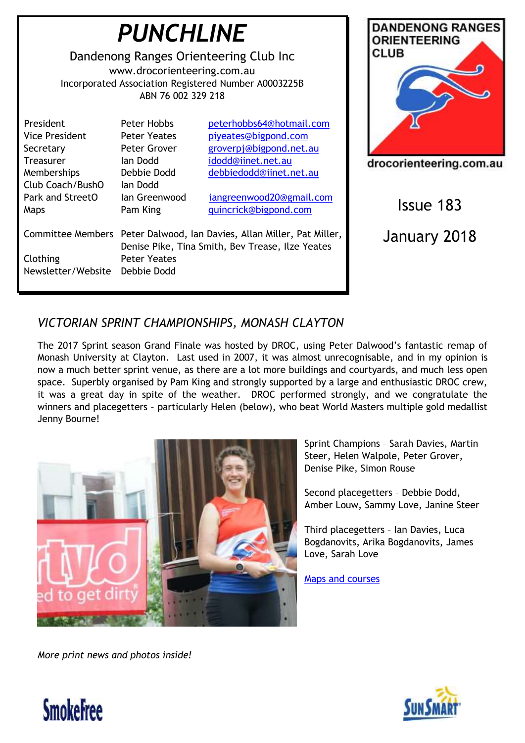# PUNCHLINE

Dandenong Ranges Orienteering Club Inc
www.drocorienteering.com.au
Incorporated Association Registered Number A0003225B
ABN 76 002 329 218

| | | |
|---|---|---|
| President | Peter Hobbs | peterhobbs64@hotmail.com |
| Vice President | Peter Yeates | piyeates@bigpond.com |
| Secretary | Peter Grover | groverpj@bigpond.net.au |
| Treasurer | Ian Dodd | idodd@iinet.net.au |
| Memberships | Debbie Dodd | debbiedodd@iinet.net.au |
| Club Coach/BushO | Ian Dodd | |
| Park and StreetO | Ian Greenwood | iangreenwood20@gmail.com |
| Maps | Pam King | quincrick@bigpond.com |

| | |
|---|---|
| Committee Members | Peter Dalwood, Ian Davies, Allan Miller, Pat Miller, Denise Pike, Tina Smith, Bev Trease, Ilze Yeates |
| Clothing | Peter Yeates |
| Newsletter/Website | Debbie Dodd |

DANDENONG RANGES ORIENTEERING CLUB

drocorienteering.com.au

Issue 183

January 2018

## *VICTORIAN SPRINT CHAMPIONSHIPS, MONASH CLAYTON*

The 2017 Sprint season Grand Finale was hosted by DROC, using Peter Dalwood's fantastic remap of Monash University at Clayton. Last used in 2007, it was almost unrecognisable, and in my opinion is now a much better sprint venue, as there are a lot more buildings and courtyards, and much less open space. Superbly organised by Pam King and strongly supported by a large and enthusiastic DROC crew, it was a great day in spite of the weather. DROC performed strongly, and we congratulate the winners and placegetters – particularly Helen (below), who beat World Masters multiple gold medallist Jenny Bourne!

Sprint Champions – Sarah Davies, Martin Steer, Helen Walpole, Peter Grover, Denise Pike, Simon Rouse

Second placegetters – Debbie Dodd, Amber Louw, Sammy Love, Janine Steer

Third placegetters – Ian Davies, Luca Bogdanovits, Arika Bogdanovits, James Love, Sarah Love

Maps and courses

*More print news and photos inside!*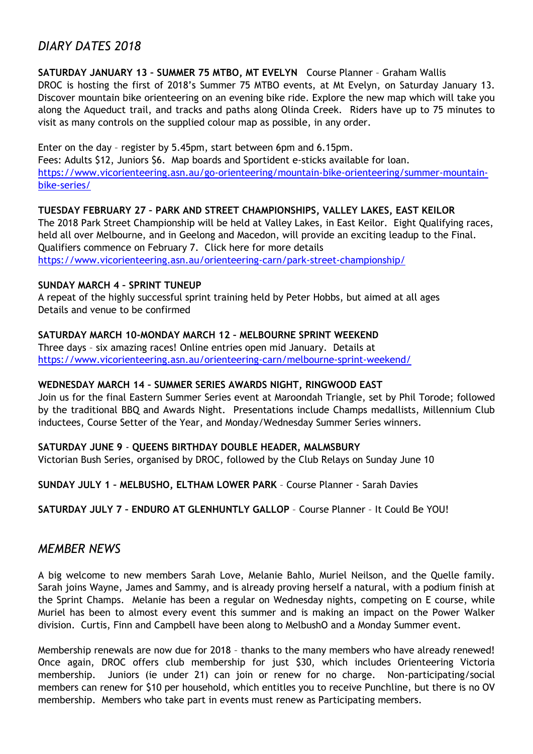## *DIARY DATES 2018*

**SATURDAY JANUARY 13 – SUMMER 75 MTBO, MT EVELYN** Course Planner – Graham Wallis
DROC is hosting the first of 2018's Summer 75 MTBO events, at Mt Evelyn, on Saturday January 13. Discover mountain bike orienteering on an evening bike ride. Explore the new map which will take you along the Aqueduct trail, and tracks and paths along Olinda Creek. Riders have up to 75 minutes to visit as many controls on the supplied colour map as possible, in any order.

Enter on the day – register by 5.45pm, start between 6pm and 6.15pm.
Fees: Adults $12, Juniors $6. Map boards and Sportident e-sticks available for loan.
https://www.vicorienteering.asn.au/go-orienteering/mountain-bike-orienteering/summer-mountain-bike-series/

**TUESDAY FEBRUARY 27 – PARK AND STREET CHAMPIONSHIPS, VALLEY LAKES, EAST KEILOR**
The 2018 Park Street Championship will be held at Valley Lakes, in East Keilor. Eight Qualifying races, held all over Melbourne, and in Geelong and Macedon, will provide an exciting leadup to the Final. Qualifiers commence on February 7. Click here for more details
https://www.vicorienteering.asn.au/orienteering-carn/park-street-championship/

**SUNDAY MARCH 4 – SPRINT TUNEUP**
A repeat of the highly successful sprint training held by Peter Hobbs, but aimed at all ages
Details and venue to be confirmed

**SATURDAY MARCH 10-MONDAY MARCH 12 – MELBOURNE SPRINT WEEKEND**
Three days – six amazing races! Online entries open mid January. Details at
https://www.vicorienteering.asn.au/orienteering-carn/melbourne-sprint-weekend/

**WEDNESDAY MARCH 14 – SUMMER SERIES AWARDS NIGHT, RINGWOOD EAST**
Join us for the final Eastern Summer Series event at Maroondah Triangle, set by Phil Torode; followed by the traditional BBQ and Awards Night. Presentations include Champs medallists, Millennium Club inductees, Course Setter of the Year, and Monday/Wednesday Summer Series winners.

**SATURDAY JUNE 9 - QUEENS BIRTHDAY DOUBLE HEADER, MALMSBURY**
Victorian Bush Series, organised by DROC, followed by the Club Relays on Sunday June 10

**SUNDAY JULY 1 – MELBUSHO, ELTHAM LOWER PARK** – Course Planner - Sarah Davies

**SATURDAY JULY 7 – ENDURO AT GLENHUNTLY GALLOP** – Course Planner – It Could Be YOU!

## *MEMBER NEWS*

A big welcome to new members Sarah Love, Melanie Bahlo, Muriel Neilson, and the Quelle family. Sarah joins Wayne, James and Sammy, and is already proving herself a natural, with a podium finish at the Sprint Champs. Melanie has been a regular on Wednesday nights, competing on E course, while Muriel has been to almost every event this summer and is making an impact on the Power Walker division. Curtis, Finn and Campbell have been along to MelbushO and a Monday Summer event.

Membership renewals are now due for 2018 – thanks to the many members who have already renewed! Once again, DROC offers club membership for just $30, which includes Orienteering Victoria membership. Juniors (ie under 21) can join or renew for no charge. Non-participating/social members can renew for $10 per household, which entitles you to receive Punchline, but there is no OV membership. Members who take part in events must renew as Participating members.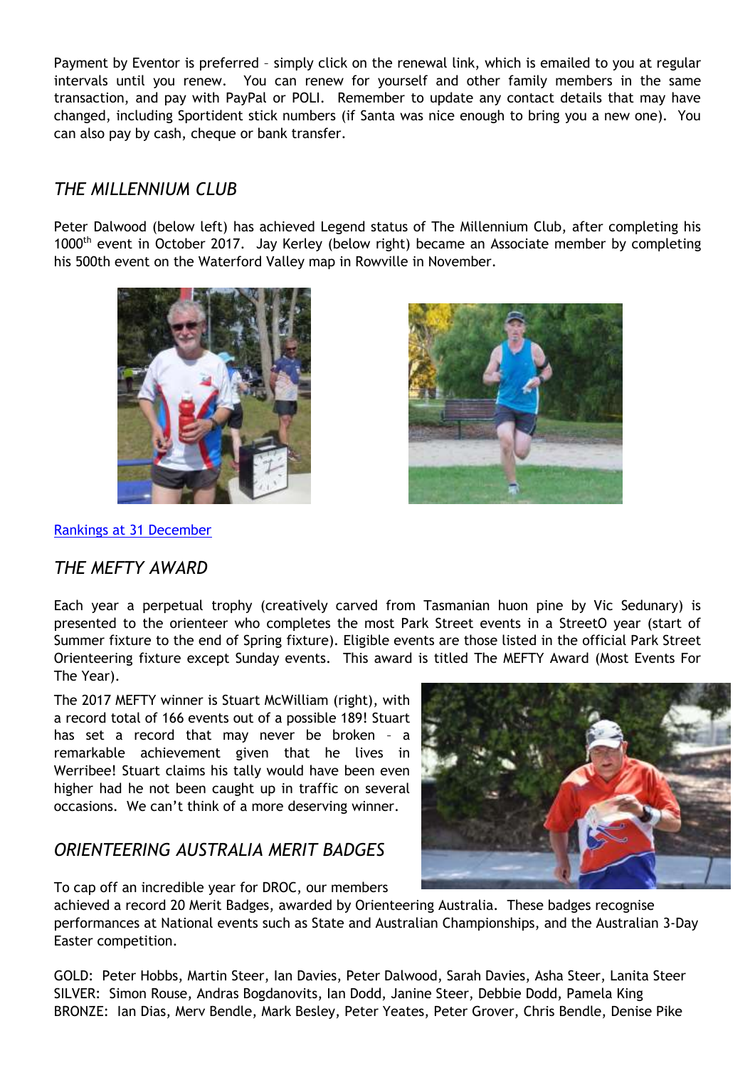Payment by Eventor is preferred – simply click on the renewal link, which is emailed to you at regular intervals until you renew. You can renew for yourself and other family members in the same transaction, and pay with PayPal or POLI. Remember to update any contact details that may have changed, including Sportident stick numbers (if Santa was nice enough to bring you a new one). You can also pay by cash, cheque or bank transfer.

## *THE MILLENNIUM CLUB*

Peter Dalwood (below left) has achieved Legend status of The Millennium Club, after completing his 1000th event in October 2017. Jay Kerley (below right) became an Associate member by completing his 500th event on the Waterford Valley map in Rowville in November.

[Rankings at 31 December]

## *THE MEFTY AWARD*

Each year a perpetual trophy (creatively carved from Tasmanian huon pine by Vic Sedunary) is presented to the orienteer who completes the most Park Street events in a StreetO year (start of Summer fixture to the end of Spring fixture). Eligible events are those listed in the official Park Street Orienteering fixture except Sunday events. This award is titled The MEFTY Award (Most Events For The Year).

The 2017 MEFTY winner is Stuart McWilliam (right), with a record total of 166 events out of a possible 189! Stuart has set a record that may never be broken – a remarkable achievement given that he lives in Werribee! Stuart claims his tally would have been even higher had he not been caught up in traffic on several occasions. We can't think of a more deserving winner.

## *ORIENTEERING AUSTRALIA MERIT BADGES*

To cap off an incredible year for DROC, our members achieved a record 20 Merit Badges, awarded by Orienteering Australia. These badges recognise performances at National events such as State and Australian Championships, and the Australian 3-Day Easter competition.

GOLD: Peter Hobbs, Martin Steer, Ian Davies, Peter Dalwood, Sarah Davies, Asha Steer, Lanita Steer
SILVER: Simon Rouse, Andras Bogdanovits, Ian Dodd, Janine Steer, Debbie Dodd, Pamela King
BRONZE: Ian Dias, Merv Bendle, Mark Besley, Peter Yeates, Peter Grover, Chris Bendle, Denise Pike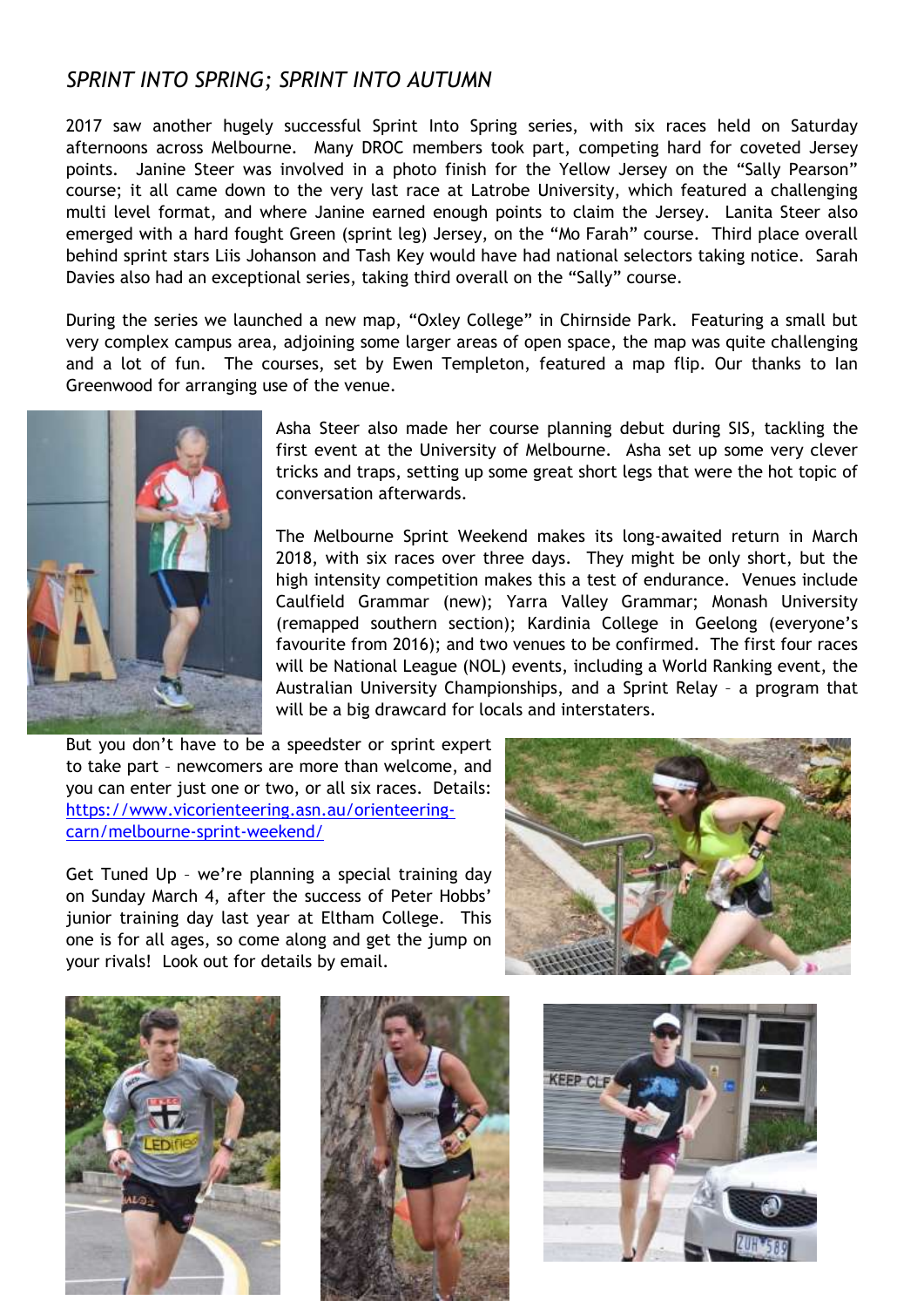## *SPRINT INTO SPRING; SPRINT INTO AUTUMN*

2017 saw another hugely successful Sprint Into Spring series, with six races held on Saturday afternoons across Melbourne. Many DROC members took part, competing hard for coveted Jersey points. Janine Steer was involved in a photo finish for the Yellow Jersey on the "Sally Pearson" course; it all came down to the very last race at Latrobe University, which featured a challenging multi level format, and where Janine earned enough points to claim the Jersey. Lanita Steer also emerged with a hard fought Green (sprint leg) Jersey, on the "Mo Farah" course. Third place overall behind sprint stars Liis Johanson and Tash Key would have had national selectors taking notice. Sarah Davies also had an exceptional series, taking third overall on the "Sally" course.

During the series we launched a new map, "Oxley College" in Chirnside Park. Featuring a small but very complex campus area, adjoining some larger areas of open space, the map was quite challenging and a lot of fun. The courses, set by Ewen Templeton, featured a map flip. Our thanks to Ian Greenwood for arranging use of the venue.

Asha Steer also made her course planning debut during SIS, tackling the first event at the University of Melbourne. Asha set up some very clever tricks and traps, setting up some great short legs that were the hot topic of conversation afterwards.

The Melbourne Sprint Weekend makes its long-awaited return in March 2018, with six races over three days. They might be only short, but the high intensity competition makes this a test of endurance. Venues include Caulfield Grammar (new); Yarra Valley Grammar; Monash University (remapped southern section); Kardinia College in Geelong (everyone's favourite from 2016); and two venues to be confirmed. The first four races will be National League (NOL) events, including a World Ranking event, the Australian University Championships, and a Sprint Relay – a program that will be a big drawcard for locals and interstaters.

But you don't have to be a speedster or sprint expert to take part – newcomers are more than welcome, and you can enter just one or two, or all six races. Details: [https://www.vicorienteering.asn.au/orienteering-carn/melbourne-sprint-weekend/](https://www.vicorienteering.asn.au/orienteering-carn/melbourne-sprint-weekend/)

Get Tuned Up – we're planning a special training day on Sunday March 4, after the success of Peter Hobbs' junior training day last year at Eltham College. This one is for all ages, so come along and get the jump on your rivals! Look out for details by email.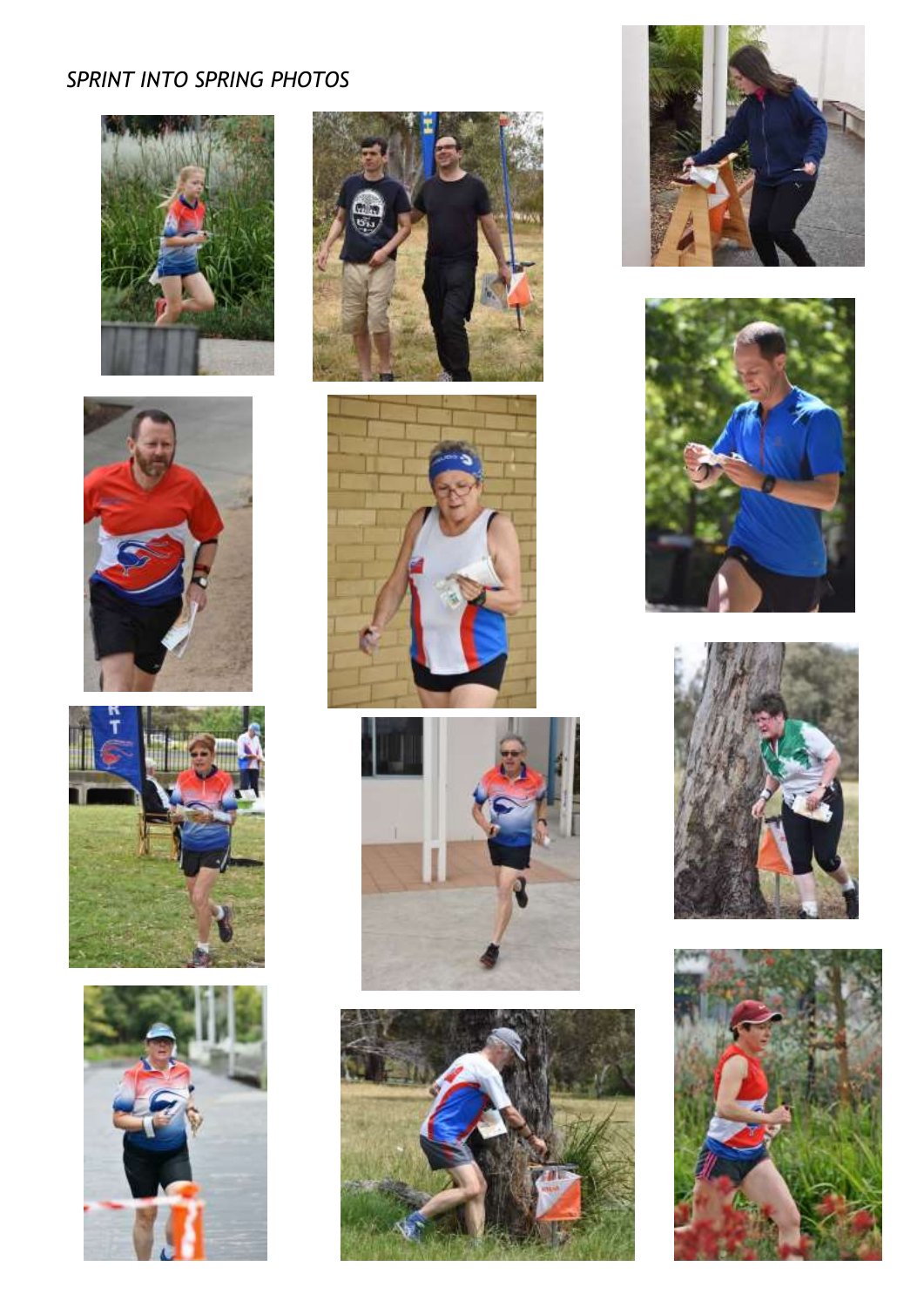*SPRINT INTO SPRING PHOTOS*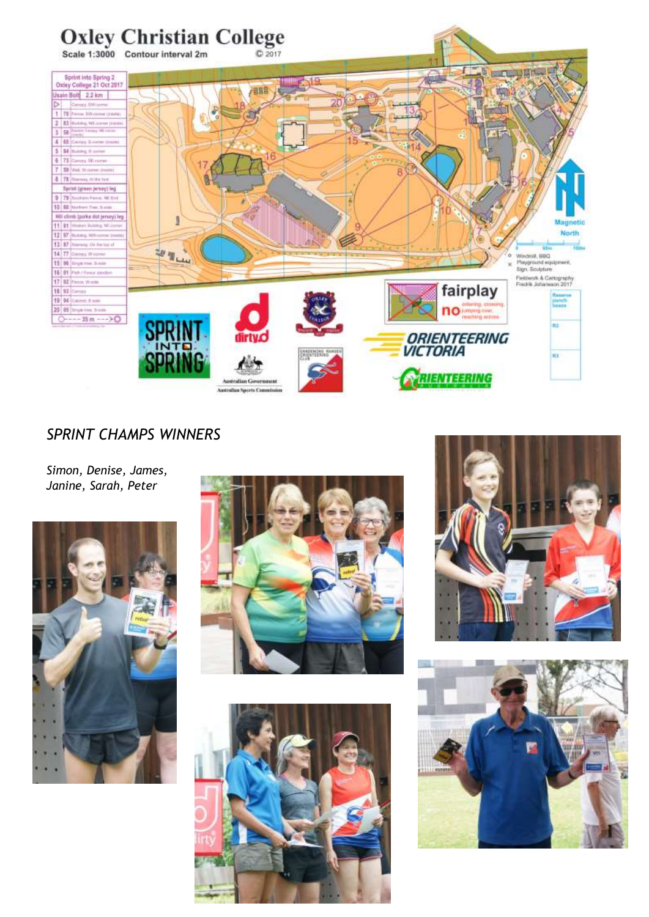## SPRINT CHAMPS WINNERS

*Simon, Denise, James, Janine, Sarah, Peter*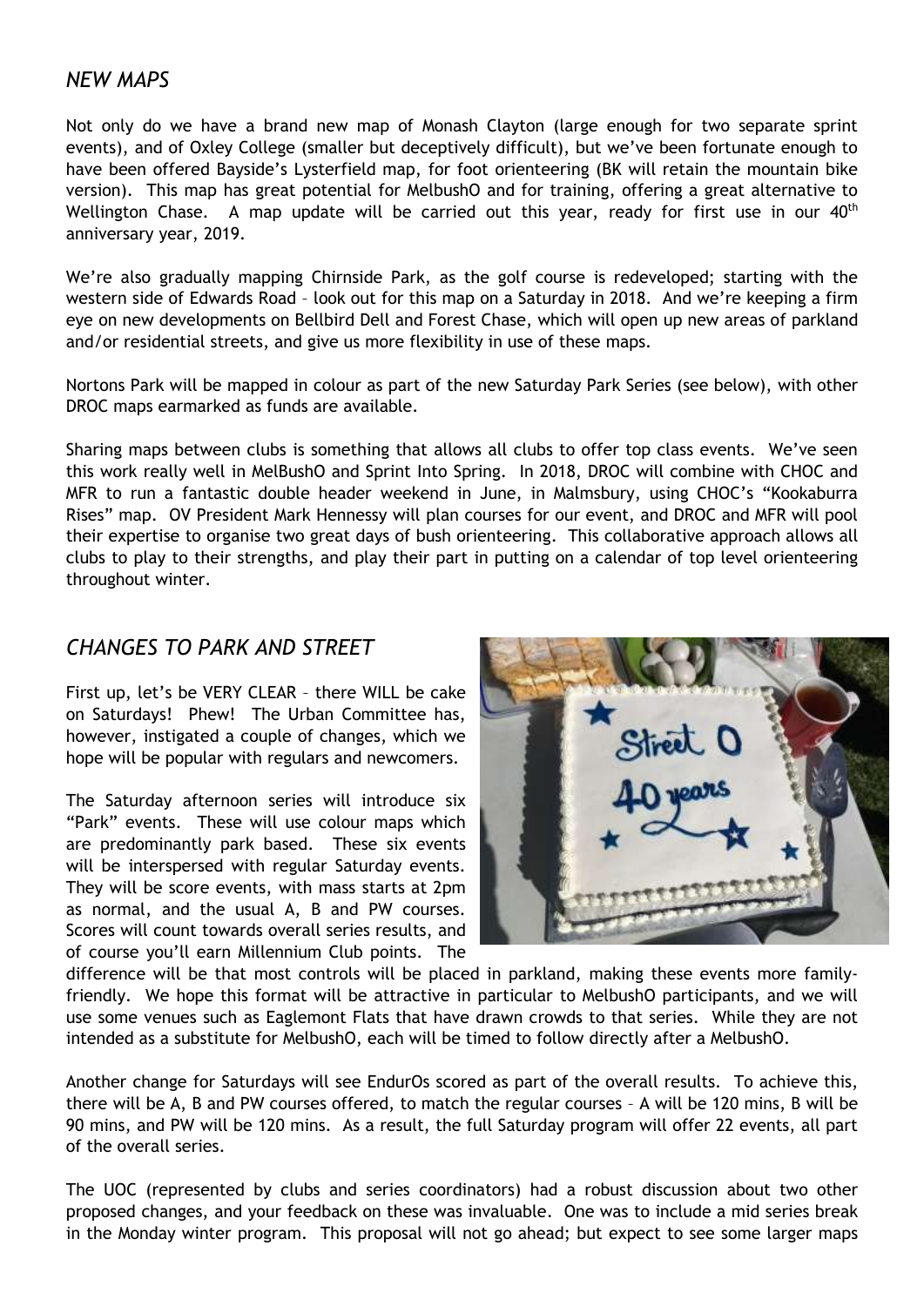## *NEW MAPS*

Not only do we have a brand new map of Monash Clayton (large enough for two separate sprint events), and of Oxley College (smaller but deceptively difficult), but we've been fortunate enough to have been offered Bayside's Lysterfield map, for foot orienteering (BK will retain the mountain bike version). This map has great potential for MelbushO and for training, offering a great alternative to Wellington Chase. A map update will be carried out this year, ready for first use in our 40th anniversary year, 2019.

We're also gradually mapping Chirnside Park, as the golf course is redeveloped; starting with the western side of Edwards Road – look out for this map on a Saturday in 2018. And we're keeping a firm eye on new developments on Bellbird Dell and Forest Chase, which will open up new areas of parkland and/or residential streets, and give us more flexibility in use of these maps.

Nortons Park will be mapped in colour as part of the new Saturday Park Series (see below), with other DROC maps earmarked as funds are available.

Sharing maps between clubs is something that allows all clubs to offer top class events. We've seen this work really well in MelBushO and Sprint Into Spring. In 2018, DROC will combine with CHOC and MFR to run a fantastic double header weekend in June, in Malmsbury, using CHOC's "Kookaburra Rises" map. OV President Mark Hennessy will plan courses for our event, and DROC and MFR will pool their expertise to organise two great days of bush orienteering. This collaborative approach allows all clubs to play to their strengths, and play their part in putting on a calendar of top level orienteering throughout winter.

## *CHANGES TO PARK AND STREET*

First up, let's be VERY CLEAR – there WILL be cake on Saturdays! Phew! The Urban Committee has, however, instigated a couple of changes, which we hope will be popular with regulars and newcomers.

The Saturday afternoon series will introduce six "Park" events. These will use colour maps which are predominantly park based. These six events will be interspersed with regular Saturday events. They will be score events, with mass starts at 2pm as normal, and the usual A, B and PW courses. Scores will count towards overall series results, and of course you'll earn Millennium Club points. The difference will be that most controls will be placed in parkland, making these events more family-friendly. We hope this format will be attractive in particular to MelbushO participants, and we will use some venues such as Eaglemont Flats that have drawn crowds to that series. While they are not intended as a substitute for MelbushO, each will be timed to follow directly after a MelbushO.

Another change for Saturdays will see EndurOs scored as part of the overall results. To achieve this, there will be A, B and PW courses offered, to match the regular courses – A will be 120 mins, B will be 90 mins, and PW will be 120 mins. As a result, the full Saturday program will offer 22 events, all part of the overall series.

The UOC (represented by clubs and series coordinators) had a robust discussion about two other proposed changes, and your feedback on these was invaluable. One was to include a mid series break in the Monday winter program. This proposal will not go ahead; but expect to see some larger maps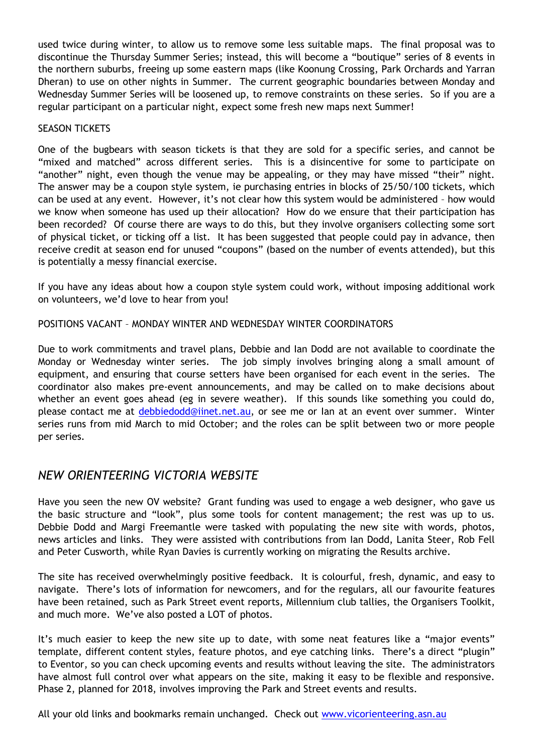used twice during winter, to allow us to remove some less suitable maps. The final proposal was to discontinue the Thursday Summer Series; instead, this will become a "boutique" series of 8 events in the northern suburbs, freeing up some eastern maps (like Koonung Crossing, Park Orchards and Yarran Dheran) to use on other nights in Summer. The current geographic boundaries between Monday and Wednesday Summer Series will be loosened up, to remove constraints on these series. So if you are a regular participant on a particular night, expect some fresh new maps next Summer!

SEASON TICKETS

One of the bugbears with season tickets is that they are sold for a specific series, and cannot be "mixed and matched" across different series. This is a disincentive for some to participate on "another" night, even though the venue may be appealing, or they may have missed "their" night. The answer may be a coupon style system, ie purchasing entries in blocks of 25/50/100 tickets, which can be used at any event. However, it's not clear how this system would be administered – how would we know when someone has used up their allocation? How do we ensure that their participation has been recorded? Of course there are ways to do this, but they involve organisers collecting some sort of physical ticket, or ticking off a list. It has been suggested that people could pay in advance, then receive credit at season end for unused "coupons" (based on the number of events attended), but this is potentially a messy financial exercise.

If you have any ideas about how a coupon style system could work, without imposing additional work on volunteers, we'd love to hear from you!

POSITIONS VACANT – MONDAY WINTER AND WEDNESDAY WINTER COORDINATORS

Due to work commitments and travel plans, Debbie and Ian Dodd are not available to coordinate the Monday or Wednesday winter series. The job simply involves bringing along a small amount of equipment, and ensuring that course setters have been organised for each event in the series. The coordinator also makes pre-event announcements, and may be called on to make decisions about whether an event goes ahead (eg in severe weather). If this sounds like something you could do, please contact me at debbiedodd@iinet.net.au, or see me or Ian at an event over summer. Winter series runs from mid March to mid October; and the roles can be split between two or more people per series.

## *NEW ORIENTEERING VICTORIA WEBSITE*

Have you seen the new OV website? Grant funding was used to engage a web designer, who gave us the basic structure and "look", plus some tools for content management; the rest was up to us. Debbie Dodd and Margi Freemantle were tasked with populating the new site with words, photos, news articles and links. They were assisted with contributions from Ian Dodd, Lanita Steer, Rob Fell and Peter Cusworth, while Ryan Davies is currently working on migrating the Results archive.

The site has received overwhelmingly positive feedback. It is colourful, fresh, dynamic, and easy to navigate. There's lots of information for newcomers, and for the regulars, all our favourite features have been retained, such as Park Street event reports, Millennium club tallies, the Organisers Toolkit, and much more. We've also posted a LOT of photos.

It's much easier to keep the new site up to date, with some neat features like a "major events" template, different content styles, feature photos, and eye catching links. There's a direct "plugin" to Eventor, so you can check upcoming events and results without leaving the site. The administrators have almost full control over what appears on the site, making it easy to be flexible and responsive. Phase 2, planned for 2018, involves improving the Park and Street events and results.

All your old links and bookmarks remain unchanged. Check out www.vicorienteering.asn.au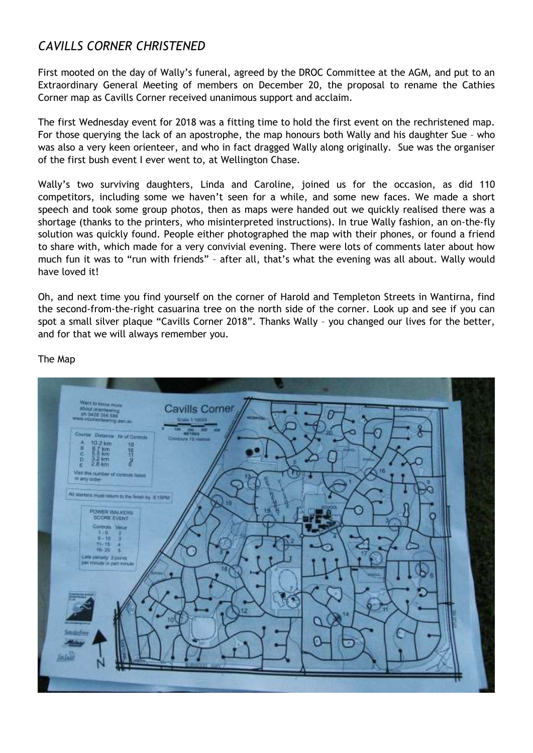## *CAVILLS CORNER CHRISTENED*

First mooted on the day of Wally's funeral, agreed by the DROC Committee at the AGM, and put to an Extraordinary General Meeting of members on December 20, the proposal to rename the Cathies Corner map as Cavills Corner received unanimous support and acclaim.

The first Wednesday event for 2018 was a fitting time to hold the first event on the rechristened map. For those querying the lack of an apostrophe, the map honours both Wally and his daughter Sue – who was also a very keen orienteer, and who in fact dragged Wally along originally. Sue was the organiser of the first bush event I ever went to, at Wellington Chase.

Wally's two surviving daughters, Linda and Caroline, joined us for the occasion, as did 110 competitors, including some we haven't seen for a while, and some new faces. We made a short speech and took some group photos, then as maps were handed out we quickly realised there was a shortage (thanks to the printers, who misinterpreted instructions). In true Wally fashion, an on-the-fly solution was quickly found. People either photographed the map with their phones, or found a friend to share with, which made for a very convivial evening. There were lots of comments later about how much fun it was to "run with friends" – after all, that's what the evening was all about. Wally would have loved it!

Oh, and next time you find yourself on the corner of Harold and Templeton Streets in Wantirna, find the second-from-the-right casuarina tree on the north side of the corner. Look up and see if you can spot a small silver plaque "Cavills Corner 2018". Thanks Wally – you changed our lives for the better, and for that we will always remember you.

The Map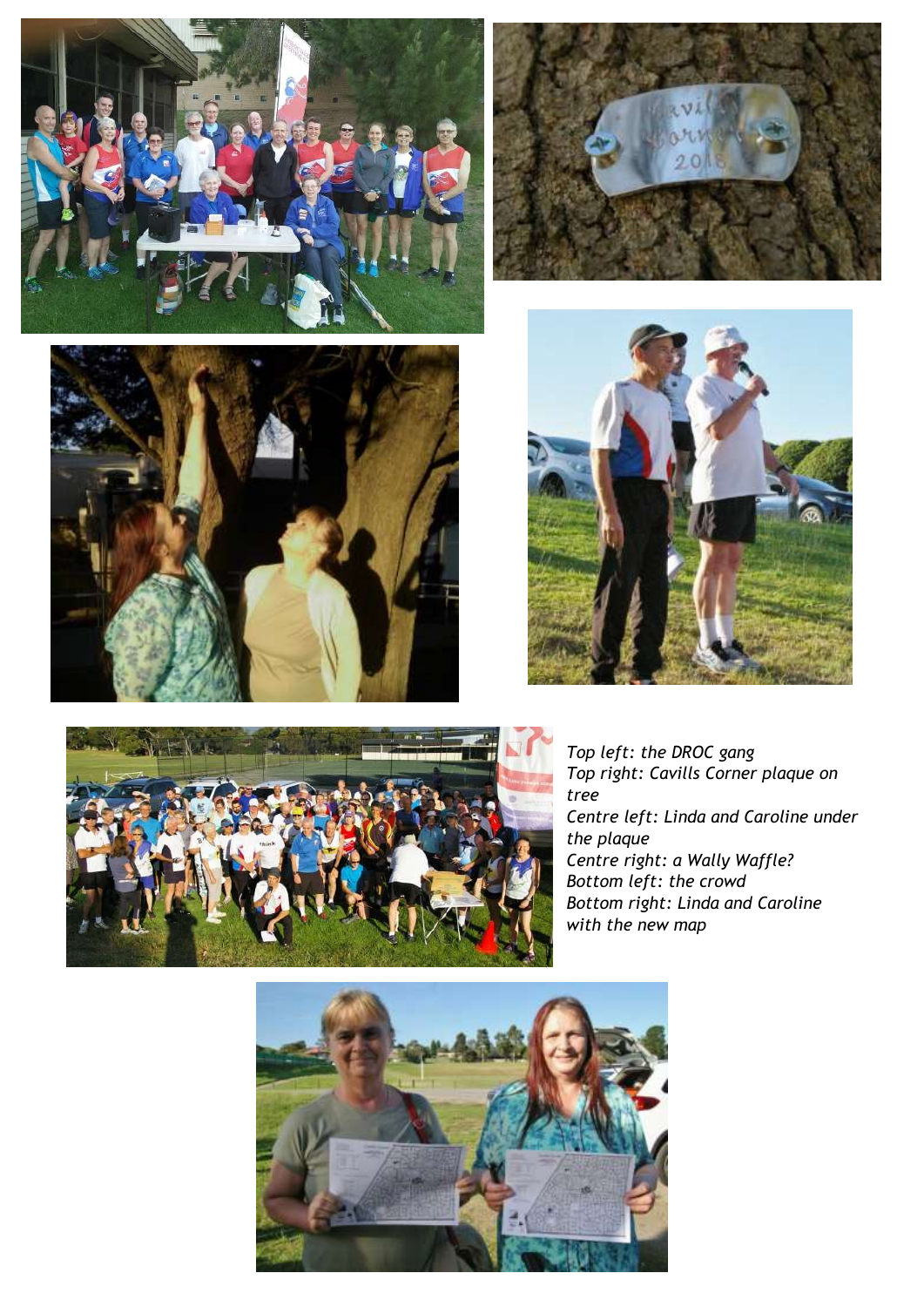*Top left: the DROC gang*
*Top right: Cavills Corner plaque on tree*
*Centre left: Linda and Caroline under the plaque*
*Centre right: a Wally Waffle?*
*Bottom left: the crowd*
*Bottom right: Linda and Caroline with the new map*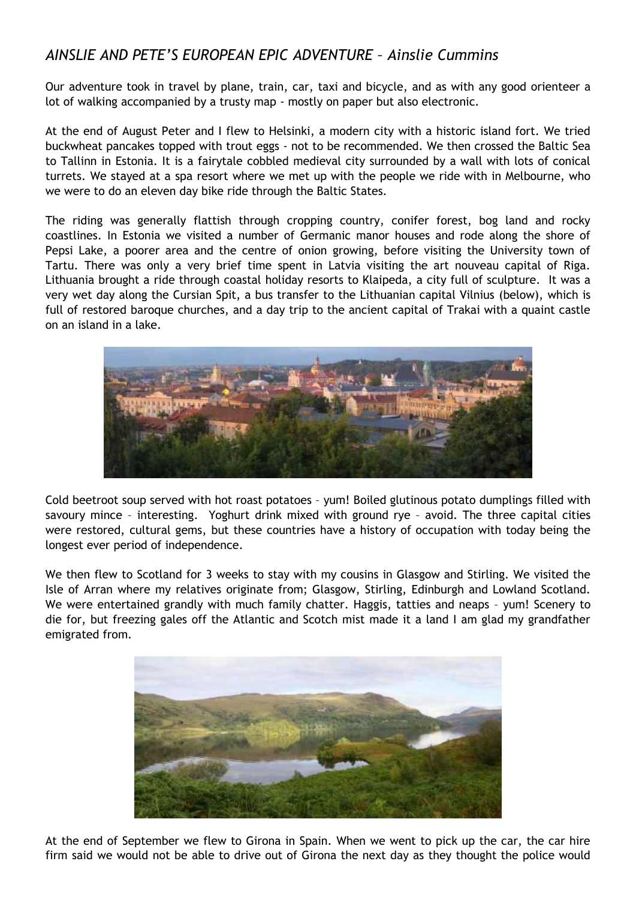## *AINSLIE AND PETE'S EUROPEAN EPIC ADVENTURE – Ainslie Cummins*

Our adventure took in travel by plane, train, car, taxi and bicycle, and as with any good orienteer a lot of walking accompanied by a trusty map - mostly on paper but also electronic.

At the end of August Peter and I flew to Helsinki, a modern city with a historic island fort. We tried buckwheat pancakes topped with trout eggs - not to be recommended. We then crossed the Baltic Sea to Tallinn in Estonia. It is a fairytale cobbled medieval city surrounded by a wall with lots of conical turrets. We stayed at a spa resort where we met up with the people we ride with in Melbourne, who we were to do an eleven day bike ride through the Baltic States.

The riding was generally flattish through cropping country, conifer forest, bog land and rocky coastlines. In Estonia we visited a number of Germanic manor houses and rode along the shore of Pepsi Lake, a poorer area and the centre of onion growing, before visiting the University town of Tartu. There was only a very brief time spent in Latvia visiting the art nouveau capital of Riga. Lithuania brought a ride through coastal holiday resorts to Klaipeda, a city full of sculpture. It was a very wet day along the Cursian Spit, a bus transfer to the Lithuanian capital Vilnius (below), which is full of restored baroque churches, and a day trip to the ancient capital of Trakai with a quaint castle on an island in a lake.

Cold beetroot soup served with hot roast potatoes – yum! Boiled glutinous potato dumplings filled with savoury mince – interesting. Yoghurt drink mixed with ground rye – avoid. The three capital cities were restored, cultural gems, but these countries have a history of occupation with today being the longest ever period of independence.

We then flew to Scotland for 3 weeks to stay with my cousins in Glasgow and Stirling. We visited the Isle of Arran where my relatives originate from; Glasgow, Stirling, Edinburgh and Lowland Scotland. We were entertained grandly with much family chatter. Haggis, tatties and neaps – yum! Scenery to die for, but freezing gales off the Atlantic and Scotch mist made it a land I am glad my grandfather emigrated from.

At the end of September we flew to Girona in Spain. When we went to pick up the car, the car hire firm said we would not be able to drive out of Girona the next day as they thought the police would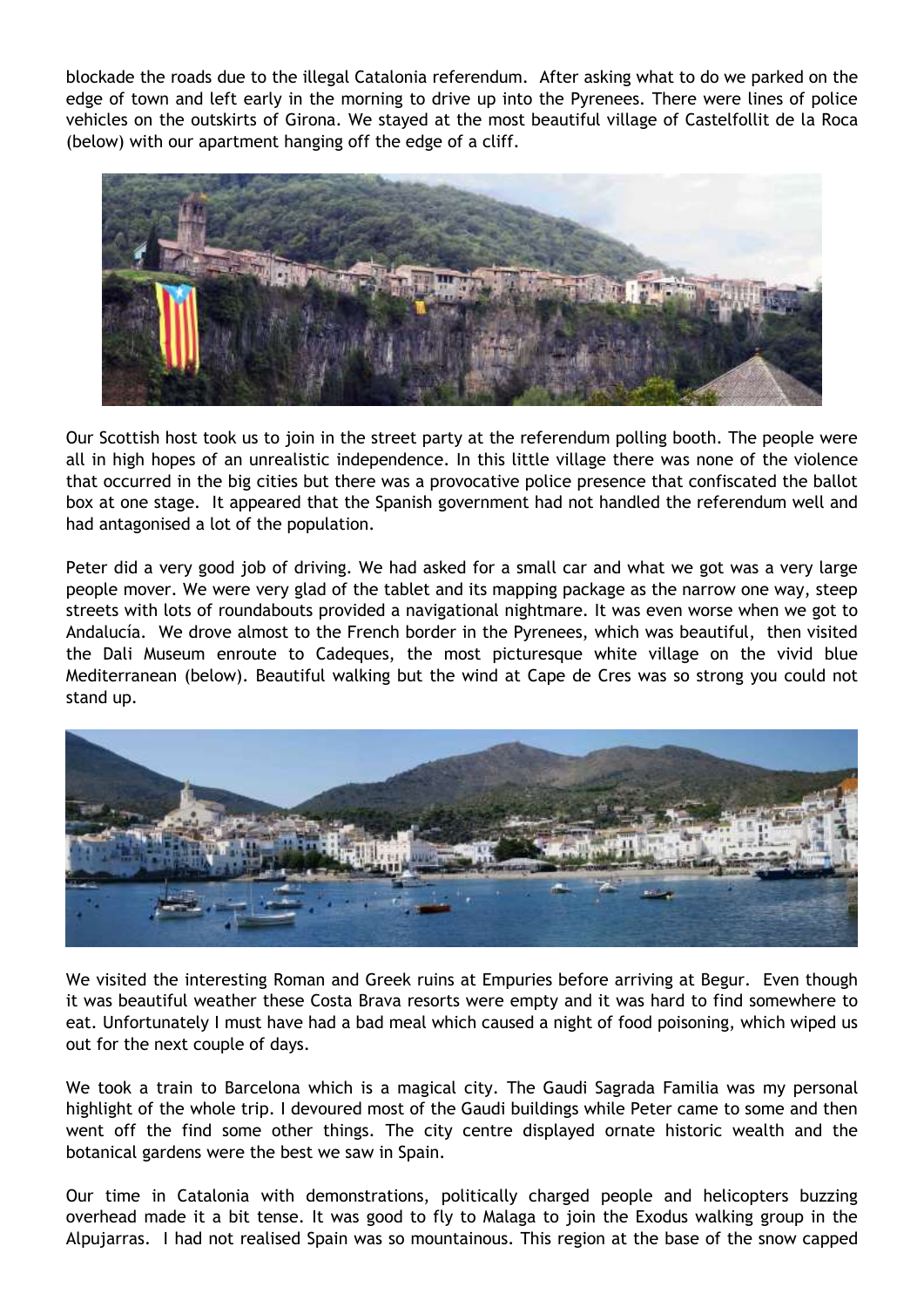blockade the roads due to the illegal Catalonia referendum. After asking what to do we parked on the edge of town and left early in the morning to drive up into the Pyrenees. There were lines of police vehicles on the outskirts of Girona. We stayed at the most beautiful village of Castelfollit de la Roca (below) with our apartment hanging off the edge of a cliff.

Our Scottish host took us to join in the street party at the referendum polling booth. The people were all in high hopes of an unrealistic independence. In this little village there was none of the violence that occurred in the big cities but there was a provocative police presence that confiscated the ballot box at one stage. It appeared that the Spanish government had not handled the referendum well and had antagonised a lot of the population.

Peter did a very good job of driving. We had asked for a small car and what we got was a very large people mover. We were very glad of the tablet and its mapping package as the narrow one way, steep streets with lots of roundabouts provided a navigational nightmare. It was even worse when we got to Andalucía. We drove almost to the French border in the Pyrenees, which was beautiful, then visited the Dali Museum enroute to Cadeques, the most picturesque white village on the vivid blue Mediterranean (below). Beautiful walking but the wind at Cape de Cres was so strong you could not stand up.

We visited the interesting Roman and Greek ruins at Empuries before arriving at Begur. Even though it was beautiful weather these Costa Brava resorts were empty and it was hard to find somewhere to eat. Unfortunately I must have had a bad meal which caused a night of food poisoning, which wiped us out for the next couple of days.

We took a train to Barcelona which is a magical city. The Gaudi Sagrada Familia was my personal highlight of the whole trip. I devoured most of the Gaudi buildings while Peter came to some and then went off the find some other things. The city centre displayed ornate historic wealth and the botanical gardens were the best we saw in Spain.

Our time in Catalonia with demonstrations, politically charged people and helicopters buzzing overhead made it a bit tense. It was good to fly to Malaga to join the Exodus walking group in the Alpujarras. I had not realised Spain was so mountainous. This region at the base of the snow capped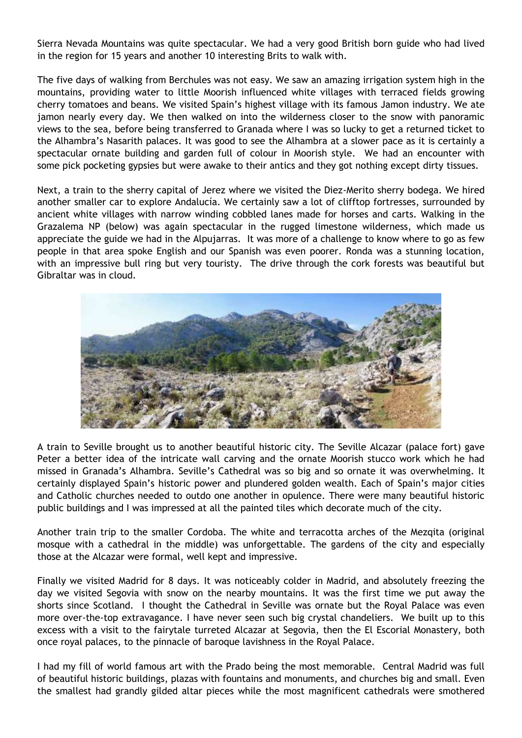Sierra Nevada Mountains was quite spectacular. We had a very good British born guide who had lived in the region for 15 years and another 10 interesting Brits to walk with.

The five days of walking from Berchules was not easy. We saw an amazing irrigation system high in the mountains, providing water to little Moorish influenced white villages with terraced fields growing cherry tomatoes and beans. We visited Spain's highest village with its famous Jamon industry. We ate jamon nearly every day. We then walked on into the wilderness closer to the snow with panoramic views to the sea, before being transferred to Granada where I was so lucky to get a returned ticket to the Alhambra's Nasarith palaces. It was good to see the Alhambra at a slower pace as it is certainly a spectacular ornate building and garden full of colour in Moorish style. We had an encounter with some pick pocketing gypsies but were awake to their antics and they got nothing except dirty tissues.

Next, a train to the sherry capital of Jerez where we visited the Diez-Merito sherry bodega. We hired another smaller car to explore Andalucía. We certainly saw a lot of clifftop fortresses, surrounded by ancient white villages with narrow winding cobbled lanes made for horses and carts. Walking in the Grazalema NP (below) was again spectacular in the rugged limestone wilderness, which made us appreciate the guide we had in the Alpujarras. It was more of a challenge to know where to go as few people in that area spoke English and our Spanish was even poorer. Ronda was a stunning location, with an impressive bull ring but very touristy. The drive through the cork forests was beautiful but Gibraltar was in cloud.

A train to Seville brought us to another beautiful historic city. The Seville Alcazar (palace fort) gave Peter a better idea of the intricate wall carving and the ornate Moorish stucco work which he had missed in Granada's Alhambra. Seville's Cathedral was so big and so ornate it was overwhelming. It certainly displayed Spain's historic power and plundered golden wealth. Each of Spain's major cities and Catholic churches needed to outdo one another in opulence. There were many beautiful historic public buildings and I was impressed at all the painted tiles which decorate much of the city.

Another train trip to the smaller Cordoba. The white and terracotta arches of the Mezqita (original mosque with a cathedral in the middle) was unforgettable. The gardens of the city and especially those at the Alcazar were formal, well kept and impressive.

Finally we visited Madrid for 8 days. It was noticeably colder in Madrid, and absolutely freezing the day we visited Segovia with snow on the nearby mountains. It was the first time we put away the shorts since Scotland. I thought the Cathedral in Seville was ornate but the Royal Palace was even more over-the-top extravagance. I have never seen such big crystal chandeliers. We built up to this excess with a visit to the fairytale turreted Alcazar at Segovia, then the El Escorial Monastery, both once royal palaces, to the pinnacle of baroque lavishness in the Royal Palace.

I had my fill of world famous art with the Prado being the most memorable. Central Madrid was full of beautiful historic buildings, plazas with fountains and monuments, and churches big and small. Even the smallest had grandly gilded altar pieces while the most magnificent cathedrals were smothered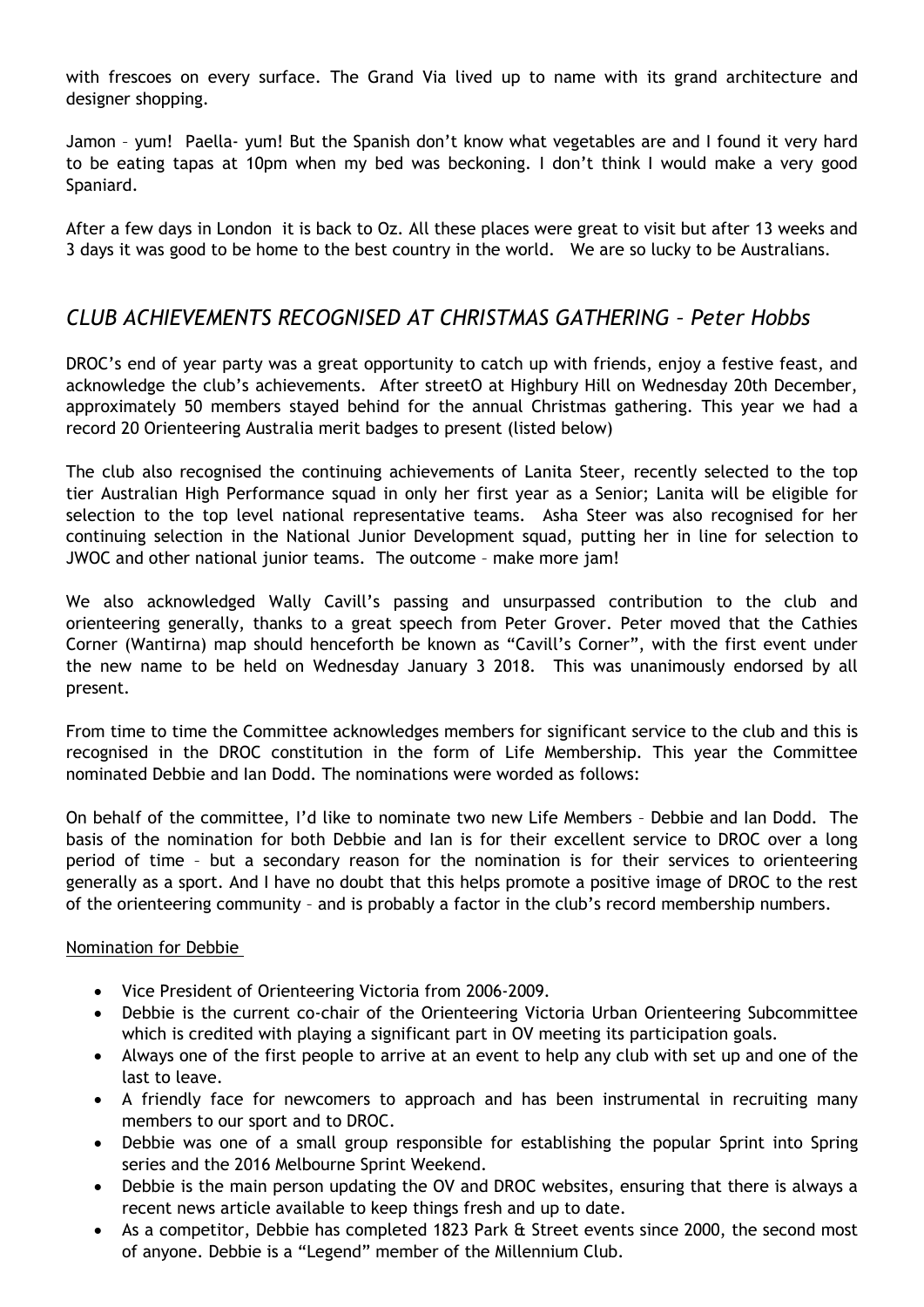with frescoes on every surface. The Grand Via lived up to name with its grand architecture and designer shopping.

Jamon – yum! Paella- yum! But the Spanish don't know what vegetables are and I found it very hard to be eating tapas at 10pm when my bed was beckoning. I don't think I would make a very good Spaniard.

After a few days in London it is back to Oz. All these places were great to visit but after 13 weeks and 3 days it was good to be home to the best country in the world. We are so lucky to be Australians.

## *CLUB ACHIEVEMENTS RECOGNISED AT CHRISTMAS GATHERING – Peter Hobbs*

DROC's end of year party was a great opportunity to catch up with friends, enjoy a festive feast, and acknowledge the club's achievements. After streetO at Highbury Hill on Wednesday 20th December, approximately 50 members stayed behind for the annual Christmas gathering. This year we had a record 20 Orienteering Australia merit badges to present (listed below)

The club also recognised the continuing achievements of Lanita Steer, recently selected to the top tier Australian High Performance squad in only her first year as a Senior; Lanita will be eligible for selection to the top level national representative teams. Asha Steer was also recognised for her continuing selection in the National Junior Development squad, putting her in line for selection to JWOC and other national junior teams. The outcome – make more jam!

We also acknowledged Wally Cavill's passing and unsurpassed contribution to the club and orienteering generally, thanks to a great speech from Peter Grover. Peter moved that the Cathies Corner (Wantirna) map should henceforth be known as "Cavill's Corner", with the first event under the new name to be held on Wednesday January 3 2018. This was unanimously endorsed by all present.

From time to time the Committee acknowledges members for significant service to the club and this is recognised in the DROC constitution in the form of Life Membership. This year the Committee nominated Debbie and Ian Dodd. The nominations were worded as follows:

On behalf of the committee, I'd like to nominate two new Life Members – Debbie and Ian Dodd. The basis of the nomination for both Debbie and Ian is for their excellent service to DROC over a long period of time – but a secondary reason for the nomination is for their services to orienteering generally as a sport. And I have no doubt that this helps promote a positive image of DROC to the rest of the orienteering community – and is probably a factor in the club's record membership numbers.

Nomination for Debbie

- Vice President of Orienteering Victoria from 2006-2009.
- Debbie is the current co-chair of the Orienteering Victoria Urban Orienteering Subcommittee which is credited with playing a significant part in OV meeting its participation goals.
- Always one of the first people to arrive at an event to help any club with set up and one of the last to leave.
- A friendly face for newcomers to approach and has been instrumental in recruiting many members to our sport and to DROC.
- Debbie was one of a small group responsible for establishing the popular Sprint into Spring series and the 2016 Melbourne Sprint Weekend.
- Debbie is the main person updating the OV and DROC websites, ensuring that there is always a recent news article available to keep things fresh and up to date.
- As a competitor, Debbie has completed 1823 Park & Street events since 2000, the second most of anyone. Debbie is a "Legend" member of the Millennium Club.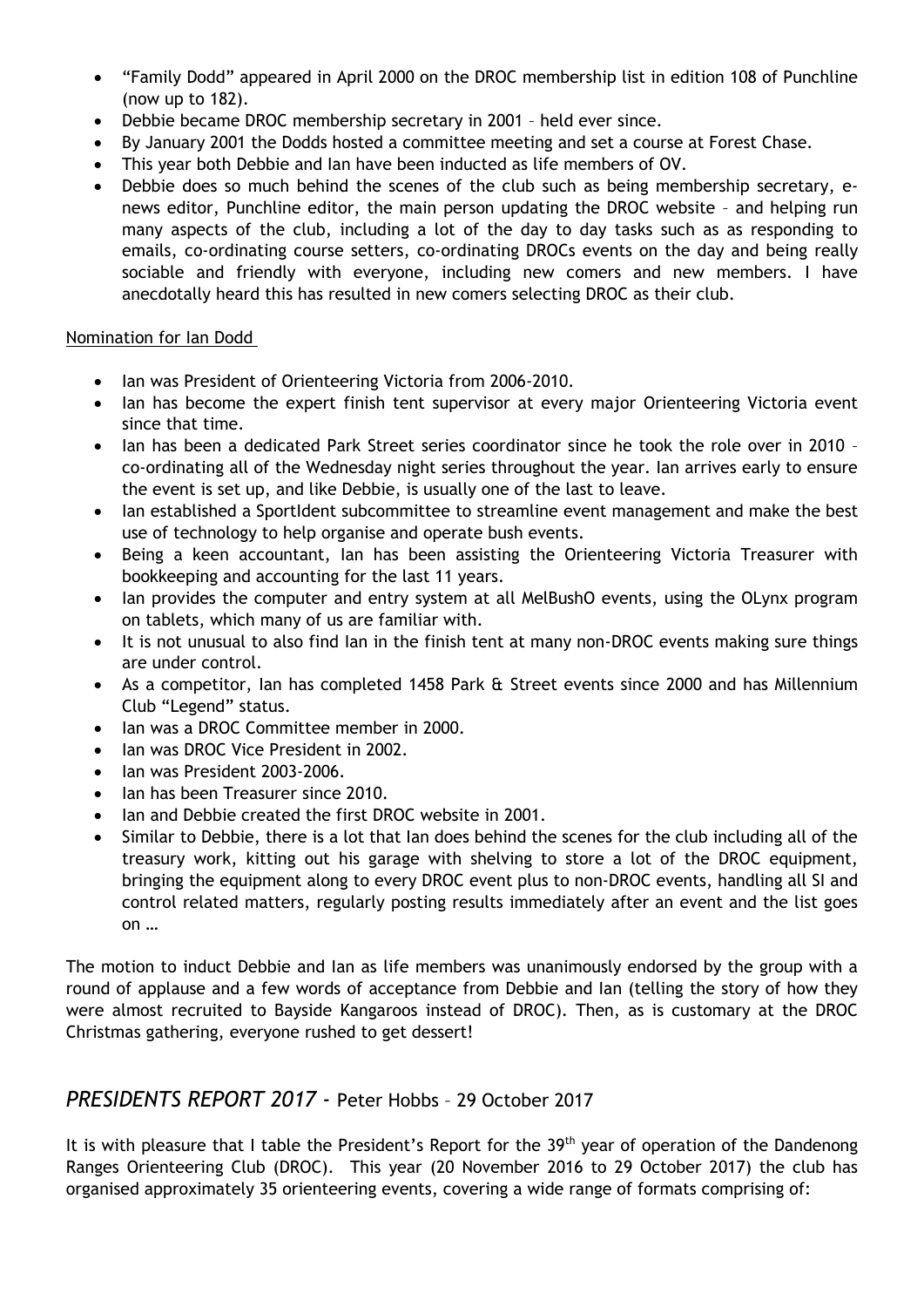- "Family Dodd" appeared in April 2000 on the DROC membership list in edition 108 of Punchline (now up to 182).
- Debbie became DROC membership secretary in 2001 – held ever since.
- By January 2001 the Dodds hosted a committee meeting and set a course at Forest Chase.
- This year both Debbie and Ian have been inducted as life members of OV.
- Debbie does so much behind the scenes of the club such as being membership secretary, e-news editor, Punchline editor, the main person updating the DROC website – and helping run many aspects of the club, including a lot of the day to day tasks such as as responding to emails, co-ordinating course setters, co-ordinating DROCs events on the day and being really sociable and friendly with everyone, including new comers and new members. I have anecdotally heard this has resulted in new comers selecting DROC as their club.

<u>Nomination for Ian Dodd</u>

- Ian was President of Orienteering Victoria from 2006-2010.
- Ian has become the expert finish tent supervisor at every major Orienteering Victoria event since that time.
- Ian has been a dedicated Park Street series coordinator since he took the role over in 2010 – co-ordinating all of the Wednesday night series throughout the year. Ian arrives early to ensure the event is set up, and like Debbie, is usually one of the last to leave.
- Ian established a SportIdent subcommittee to streamline event management and make the best use of technology to help organise and operate bush events.
- Being a keen accountant, Ian has been assisting the Orienteering Victoria Treasurer with bookkeeping and accounting for the last 11 years.
- Ian provides the computer and entry system at all MelBushO events, using the OLynx program on tablets, which many of us are familiar with.
- It is not unusual to also find Ian in the finish tent at many non-DROC events making sure things are under control.
- As a competitor, Ian has completed 1458 Park & Street events since 2000 and has Millennium Club "Legend" status.
- Ian was a DROC Committee member in 2000.
- Ian was DROC Vice President in 2002.
- Ian was President 2003-2006.
- Ian has been Treasurer since 2010.
- Ian and Debbie created the first DROC website in 2001.
- Similar to Debbie, there is a lot that Ian does behind the scenes for the club including all of the treasury work, kitting out his garage with shelving to store a lot of the DROC equipment, bringing the equipment along to every DROC event plus to non-DROC events, handling all SI and control related matters, regularly posting results immediately after an event and the list goes on …

The motion to induct Debbie and Ian as life members was unanimously endorsed by the group with a round of applause and a few words of acceptance from Debbie and Ian (telling the story of how they were almost recruited to Bayside Kangaroos instead of DROC). Then, as is customary at the DROC Christmas gathering, everyone rushed to get dessert!

## *PRESIDENTS REPORT 2017* - Peter Hobbs – 29 October 2017

It is with pleasure that I table the President's Report for the 39th year of operation of the Dandenong Ranges Orienteering Club (DROC). This year (20 November 2016 to 29 October 2017) the club has organised approximately 35 orienteering events, covering a wide range of formats comprising of: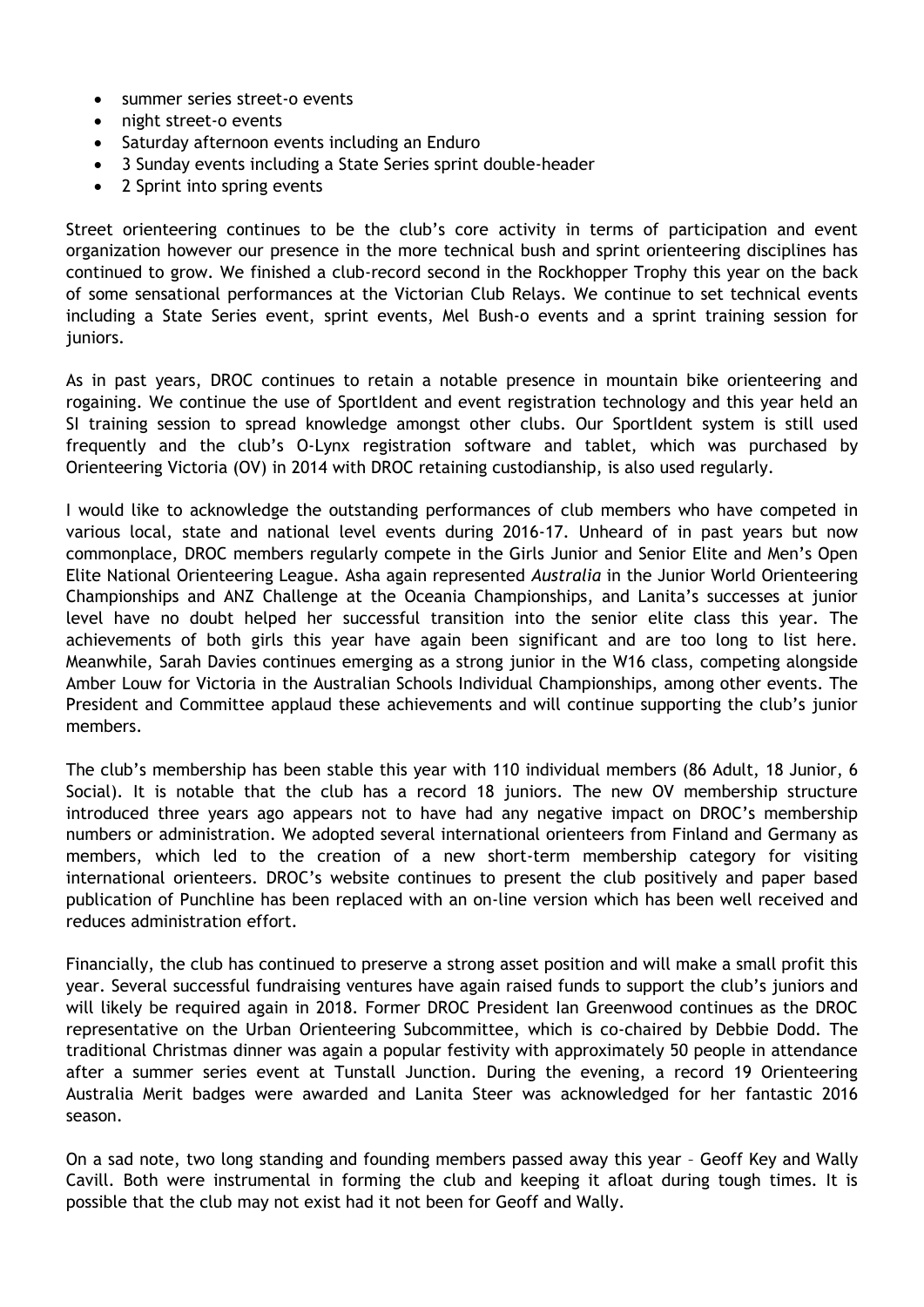- summer series street-o events
- night street-o events
- Saturday afternoon events including an Enduro
- 3 Sunday events including a State Series sprint double-header
- 2 Sprint into spring events

Street orienteering continues to be the club's core activity in terms of participation and event organization however our presence in the more technical bush and sprint orienteering disciplines has continued to grow. We finished a club-record second in the Rockhopper Trophy this year on the back of some sensational performances at the Victorian Club Relays. We continue to set technical events including a State Series event, sprint events, Mel Bush-o events and a sprint training session for juniors.

As in past years, DROC continues to retain a notable presence in mountain bike orienteering and rogaining. We continue the use of SportIdent and event registration technology and this year held an SI training session to spread knowledge amongst other clubs. Our SportIdent system is still used frequently and the club's O-Lynx registration software and tablet, which was purchased by Orienteering Victoria (OV) in 2014 with DROC retaining custodianship, is also used regularly.

I would like to acknowledge the outstanding performances of club members who have competed in various local, state and national level events during 2016-17. Unheard of in past years but now commonplace, DROC members regularly compete in the Girls Junior and Senior Elite and Men's Open Elite National Orienteering League. Asha again represented *Australia* in the Junior World Orienteering Championships and ANZ Challenge at the Oceania Championships, and Lanita's successes at junior level have no doubt helped her successful transition into the senior elite class this year. The achievements of both girls this year have again been significant and are too long to list here. Meanwhile, Sarah Davies continues emerging as a strong junior in the W16 class, competing alongside Amber Louw for Victoria in the Australian Schools Individual Championships, among other events. The President and Committee applaud these achievements and will continue supporting the club's junior members.

The club's membership has been stable this year with 110 individual members (86 Adult, 18 Junior, 6 Social). It is notable that the club has a record 18 juniors. The new OV membership structure introduced three years ago appears not to have had any negative impact on DROC's membership numbers or administration. We adopted several international orienteers from Finland and Germany as members, which led to the creation of a new short-term membership category for visiting international orienteers. DROC's website continues to present the club positively and paper based publication of Punchline has been replaced with an on-line version which has been well received and reduces administration effort.

Financially, the club has continued to preserve a strong asset position and will make a small profit this year. Several successful fundraising ventures have again raised funds to support the club's juniors and will likely be required again in 2018. Former DROC President Ian Greenwood continues as the DROC representative on the Urban Orienteering Subcommittee, which is co-chaired by Debbie Dodd. The traditional Christmas dinner was again a popular festivity with approximately 50 people in attendance after a summer series event at Tunstall Junction. During the evening, a record 19 Orienteering Australia Merit badges were awarded and Lanita Steer was acknowledged for her fantastic 2016 season.

On a sad note, two long standing and founding members passed away this year – Geoff Key and Wally Cavill. Both were instrumental in forming the club and keeping it afloat during tough times. It is possible that the club may not exist had it not been for Geoff and Wally.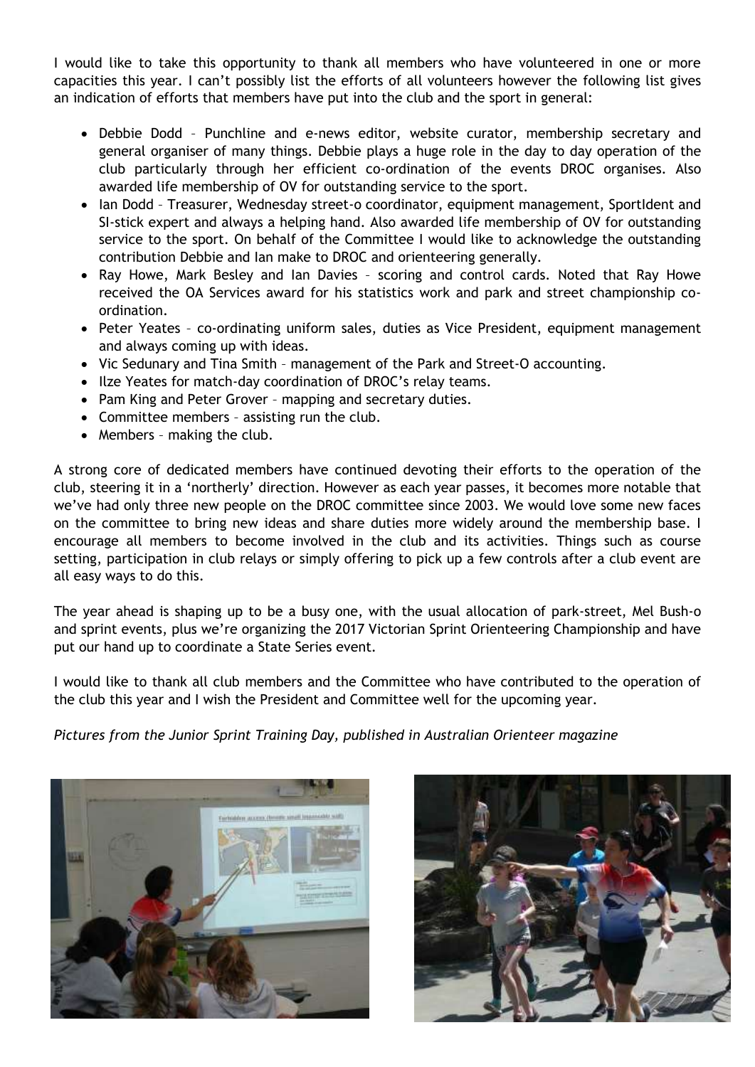I would like to take this opportunity to thank all members who have volunteered in one or more capacities this year. I can't possibly list the efforts of all volunteers however the following list gives an indication of efforts that members have put into the club and the sport in general:

- Debbie Dodd – Punchline and e-news editor, website curator, membership secretary and general organiser of many things. Debbie plays a huge role in the day to day operation of the club particularly through her efficient co-ordination of the events DROC organises. Also awarded life membership of OV for outstanding service to the sport.
- Ian Dodd – Treasurer, Wednesday street-o coordinator, equipment management, SportIdent and SI-stick expert and always a helping hand. Also awarded life membership of OV for outstanding service to the sport. On behalf of the Committee I would like to acknowledge the outstanding contribution Debbie and Ian make to DROC and orienteering generally.
- Ray Howe, Mark Besley and Ian Davies – scoring and control cards. Noted that Ray Howe received the OA Services award for his statistics work and park and street championship co-ordination.
- Peter Yeates – co-ordinating uniform sales, duties as Vice President, equipment management and always coming up with ideas.
- Vic Sedunary and Tina Smith – management of the Park and Street-O accounting.
- Ilze Yeates for match-day coordination of DROC's relay teams.
- Pam King and Peter Grover – mapping and secretary duties.
- Committee members – assisting run the club.
- Members – making the club.

A strong core of dedicated members have continued devoting their efforts to the operation of the club, steering it in a 'northerly' direction. However as each year passes, it becomes more notable that we've had only three new people on the DROC committee since 2003. We would love some new faces on the committee to bring new ideas and share duties more widely around the membership base. I encourage all members to become involved in the club and its activities. Things such as course setting, participation in club relays or simply offering to pick up a few controls after a club event are all easy ways to do this.

The year ahead is shaping up to be a busy one, with the usual allocation of park-street, Mel Bush-o and sprint events, plus we're organizing the 2017 Victorian Sprint Orienteering Championship and have put our hand up to coordinate a State Series event.

I would like to thank all club members and the Committee who have contributed to the operation of the club this year and I wish the President and Committee well for the upcoming year.

*Pictures from the Junior Sprint Training Day, published in Australian Orienteer magazine*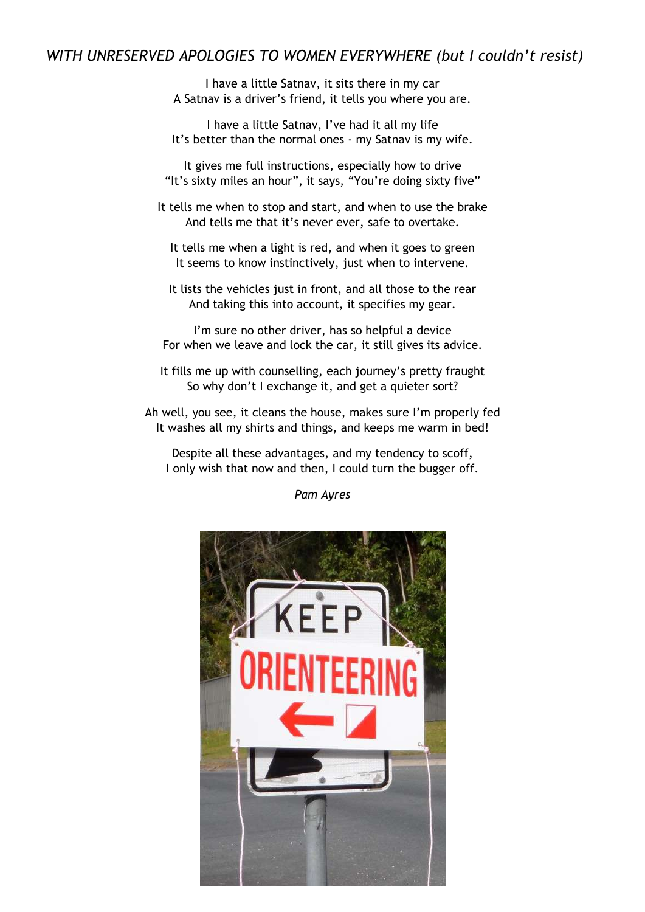*WITH UNRESERVED APOLOGIES TO WOMEN EVERYWHERE (but I couldn't resist)*

I have a little Satnav, it sits there in my car
A Satnav is a driver's friend, it tells you where you are.

I have a little Satnav, I've had it all my life
It's better than the normal ones - my Satnav is my wife.

It gives me full instructions, especially how to drive
"It's sixty miles an hour", it says, "You're doing sixty five"

It tells me when to stop and start, and when to use the brake
And tells me that it's never ever, safe to overtake.

It tells me when a light is red, and when it goes to green
It seems to know instinctively, just when to intervene.

It lists the vehicles just in front, and all those to the rear
And taking this into account, it specifies my gear.

I'm sure no other driver, has so helpful a device
For when we leave and lock the car, it still gives its advice.

It fills me up with counselling, each journey's pretty fraught
So why don't I exchange it, and get a quieter sort?

Ah well, you see, it cleans the house, makes sure I'm properly fed
It washes all my shirts and things, and keeps me warm in bed!

Despite all these advantages, and my tendency to scoff,
I only wish that now and then, I could turn the bugger off.

*Pam Ayres*